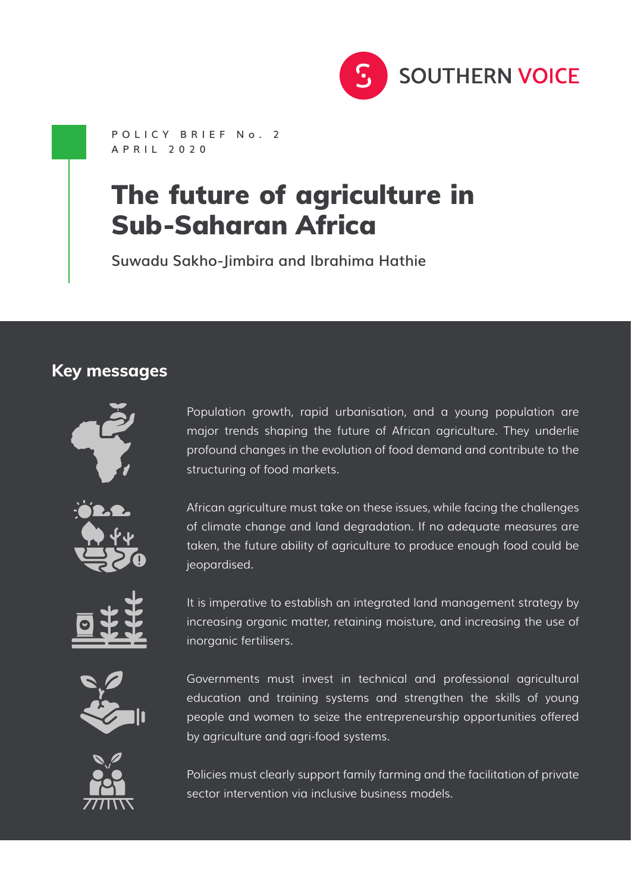SOUTHERN VOICE

POLICY BRIEF No. 2
APRIL 2020

# The future of agriculture in Sub-Saharan Africa

Suwadu Sakho-Jimbira and Ibrahima Hathie

## Key messages

Population growth, rapid urbanisation, and a young population are major trends shaping the future of African agriculture. They underlie profound changes in the evolution of food demand and contribute to the structuring of food markets.

African agriculture must take on these issues, while facing the challenges of climate change and land degradation. If no adequate measures are taken, the future ability of agriculture to produce enough food could be jeopardised.

It is imperative to establish an integrated land management strategy by increasing organic matter, retaining moisture, and increasing the use of inorganic fertilisers.

Governments must invest in technical and professional agricultural education and training systems and strengthen the skills of young people and women to seize the entrepreneurship opportunities offered by agriculture and agri-food systems.

Policies must clearly support family farming and the facilitation of private sector intervention via inclusive business models.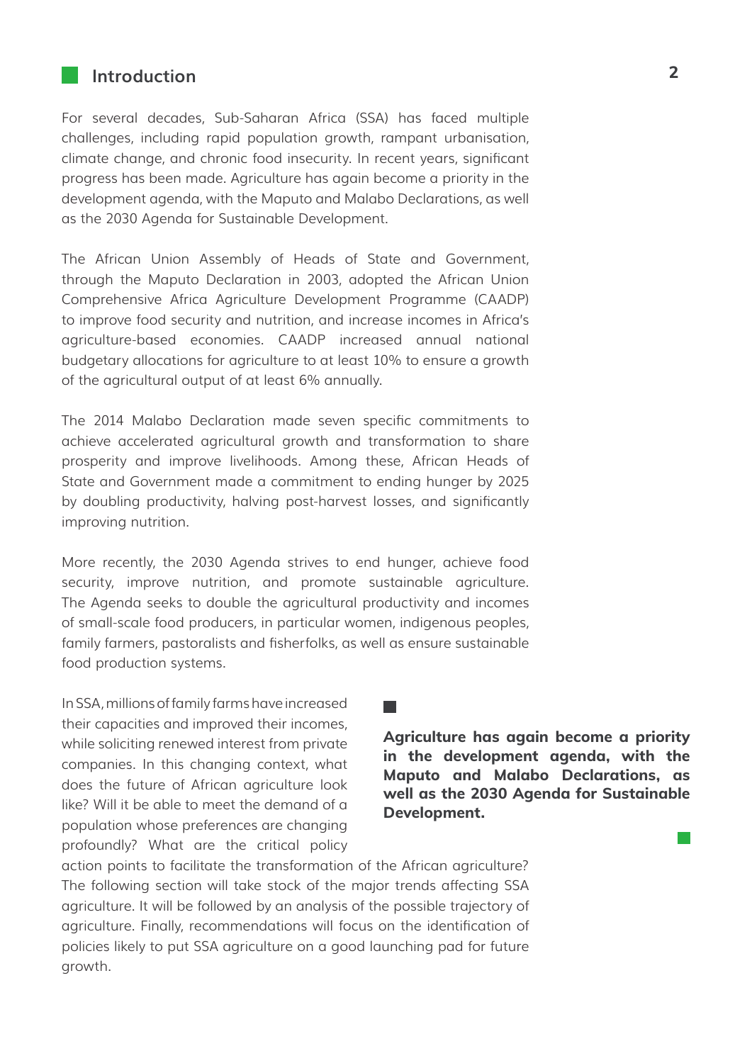## Introduction

For several decades, Sub-Saharan Africa (SSA) has faced multiple challenges, including rapid population growth, rampant urbanisation, climate change, and chronic food insecurity. In recent years, significant progress has been made. Agriculture has again become a priority in the development agenda, with the Maputo and Malabo Declarations, as well as the 2030 Agenda for Sustainable Development.

The African Union Assembly of Heads of State and Government, through the Maputo Declaration in 2003, adopted the African Union Comprehensive Africa Agriculture Development Programme (CAADP) to improve food security and nutrition, and increase incomes in Africa's agriculture-based economies. CAADP increased annual national budgetary allocations for agriculture to at least 10% to ensure a growth of the agricultural output of at least 6% annually.

The 2014 Malabo Declaration made seven specific commitments to achieve accelerated agricultural growth and transformation to share prosperity and improve livelihoods. Among these, African Heads of State and Government made a commitment to ending hunger by 2025 by doubling productivity, halving post-harvest losses, and significantly improving nutrition.

More recently, the 2030 Agenda strives to end hunger, achieve food security, improve nutrition, and promote sustainable agriculture. The Agenda seeks to double the agricultural productivity and incomes of small-scale food producers, in particular women, indigenous peoples, family farmers, pastoralists and fisherfolks, as well as ensure sustainable food production systems.

In SSA, millions of family farms have increased their capacities and improved their incomes, while soliciting renewed interest from private companies. In this changing context, what does the future of African agriculture look like? Will it be able to meet the demand of a population whose preferences are changing profoundly? What are the critical policy action points to facilitate the transformation of the African agriculture? The following section will take stock of the major trends affecting SSA agriculture. It will be followed by an analysis of the possible trajectory of agriculture. Finally, recommendations will focus on the identification of policies likely to put SSA agriculture on a good launching pad for future growth.

**Agriculture has again become a priority in the development agenda, with the Maputo and Malabo Declarations, as well as the 2030 Agenda for Sustainable Development.**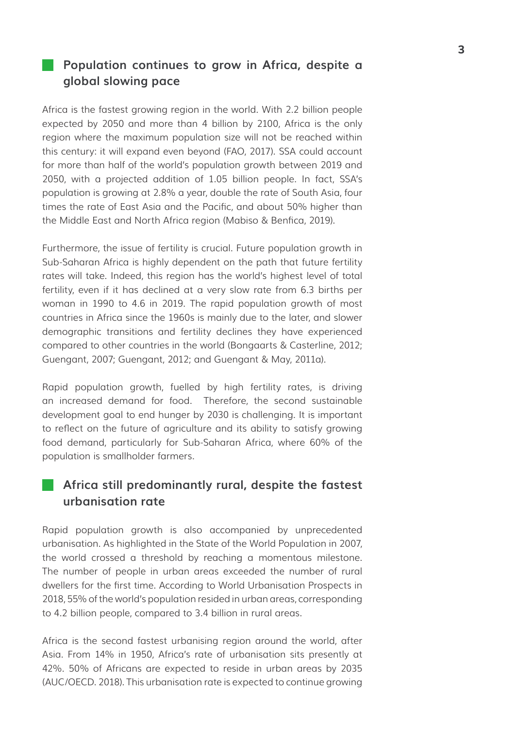## Population continues to grow in Africa, despite a global slowing pace

Africa is the fastest growing region in the world. With 2.2 billion people expected by 2050 and more than 4 billion by 2100, Africa is the only region where the maximum population size will not be reached within this century: it will expand even beyond (FAO, 2017). SSA could account for more than half of the world's population growth between 2019 and 2050, with a projected addition of 1.05 billion people. In fact, SSA's population is growing at 2.8% a year, double the rate of South Asia, four times the rate of East Asia and the Pacific, and about 50% higher than the Middle East and North Africa region (Mabiso & Benfica, 2019).

Furthermore, the issue of fertility is crucial. Future population growth in Sub-Saharan Africa is highly dependent on the path that future fertility rates will take. Indeed, this region has the world's highest level of total fertility, even if it has declined at a very slow rate from 6.3 births per woman in 1990 to 4.6 in 2019. The rapid population growth of most countries in Africa since the 1960s is mainly due to the later, and slower demographic transitions and fertility declines they have experienced compared to other countries in the world (Bongaarts & Casterline, 2012; Guengant, 2007; Guengant, 2012; and Guengant & May, 2011a).

Rapid population growth, fuelled by high fertility rates, is driving an increased demand for food. Therefore, the second sustainable development goal to end hunger by 2030 is challenging. It is important to reflect on the future of agriculture and its ability to satisfy growing food demand, particularly for Sub-Saharan Africa, where 60% of the population is smallholder farmers.

## Africa still predominantly rural, despite the fastest urbanisation rate

Rapid population growth is also accompanied by unprecedented urbanisation. As highlighted in the State of the World Population in 2007, the world crossed a threshold by reaching a momentous milestone. The number of people in urban areas exceeded the number of rural dwellers for the first time. According to World Urbanisation Prospects in 2018, 55% of the world's population resided in urban areas, corresponding to 4.2 billion people, compared to 3.4 billion in rural areas.

Africa is the second fastest urbanising region around the world, after Asia. From 14% in 1950, Africa's rate of urbanisation sits presently at 42%. 50% of Africans are expected to reside in urban areas by 2035 (AUC/OECD. 2018). This urbanisation rate is expected to continue growing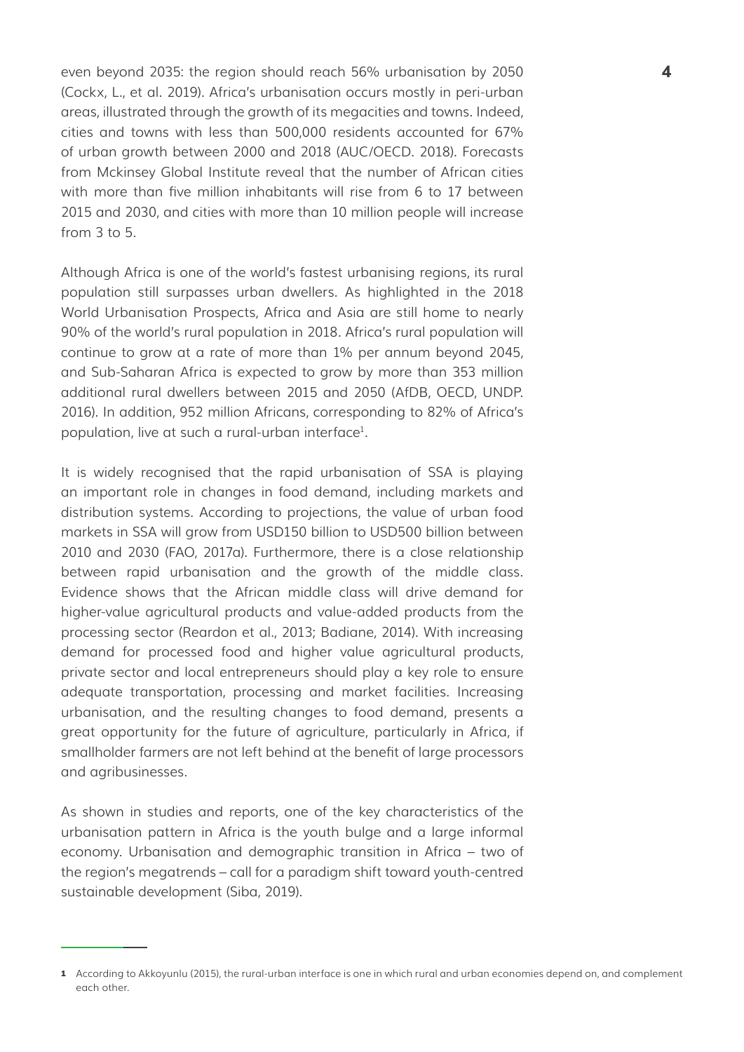even beyond 2035: the region should reach 56% urbanisation by 2050 (Cockx, L., et al. 2019). Africa's urbanisation occurs mostly in peri-urban areas, illustrated through the growth of its megacities and towns. Indeed, cities and towns with less than 500,000 residents accounted for 67% of urban growth between 2000 and 2018 (AUC/OECD. 2018). Forecasts from Mckinsey Global Institute reveal that the number of African cities with more than five million inhabitants will rise from 6 to 17 between 2015 and 2030, and cities with more than 10 million people will increase from 3 to 5.

Although Africa is one of the world's fastest urbanising regions, its rural population still surpasses urban dwellers. As highlighted in the 2018 World Urbanisation Prospects, Africa and Asia are still home to nearly 90% of the world's rural population in 2018. Africa's rural population will continue to grow at a rate of more than 1% per annum beyond 2045, and Sub-Saharan Africa is expected to grow by more than 353 million additional rural dwellers between 2015 and 2050 (AfDB, OECD, UNDP. 2016). In addition, 952 million Africans, corresponding to 82% of Africa's population, live at such a rural-urban interface[1].

It is widely recognised that the rapid urbanisation of SSA is playing an important role in changes in food demand, including markets and distribution systems. According to projections, the value of urban food markets in SSA will grow from USD150 billion to USD500 billion between 2010 and 2030 (FAO, 2017a). Furthermore, there is a close relationship between rapid urbanisation and the growth of the middle class. Evidence shows that the African middle class will drive demand for higher-value agricultural products and value-added products from the processing sector (Reardon et al., 2013; Badiane, 2014). With increasing demand for processed food and higher value agricultural products, private sector and local entrepreneurs should play a key role to ensure adequate transportation, processing and market facilities. Increasing urbanisation, and the resulting changes to food demand, presents a great opportunity for the future of agriculture, particularly in Africa, if smallholder farmers are not left behind at the benefit of large processors and agribusinesses.

As shown in studies and reports, one of the key characteristics of the urbanisation pattern in Africa is the youth bulge and a large informal economy. Urbanisation and demographic transition in Africa – two of the region's megatrends – call for a paradigm shift toward youth-centred sustainable development (Siba, 2019).

---

[1] According to Akkoyunlu (2015), the rural-urban interface is one in which rural and urban economies depend on, and complement each other.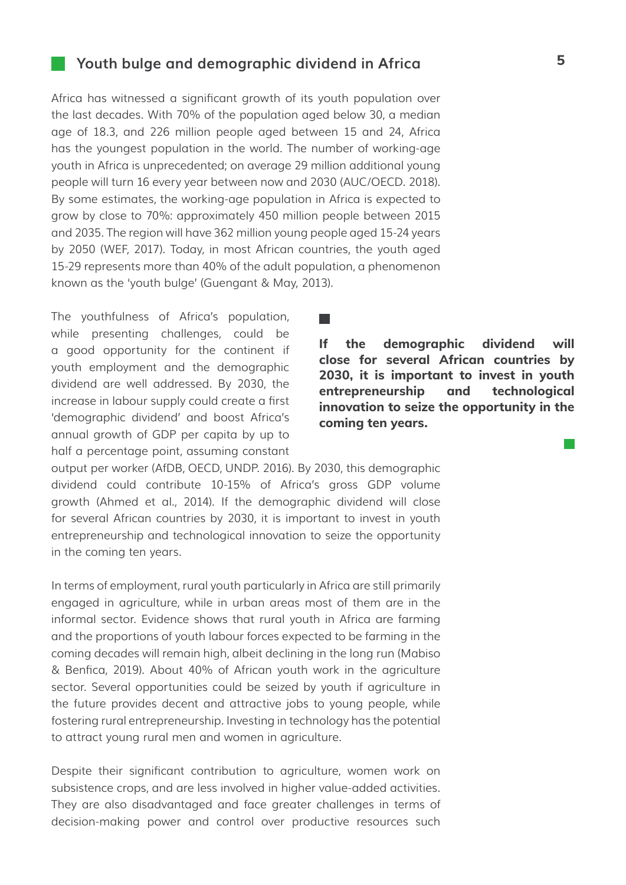## Youth bulge and demographic dividend in Africa

Africa has witnessed a significant growth of its youth population over the last decades. With 70% of the population aged below 30, a median age of 18.3, and 226 million people aged between 15 and 24, Africa has the youngest population in the world. The number of working-age youth in Africa is unprecedented; on average 29 million additional young people will turn 16 every year between now and 2030 (AUC/OECD. 2018). By some estimates, the working-age population in Africa is expected to grow by close to 70%: approximately 450 million people between 2015 and 2035. The region will have 362 million young people aged 15-24 years by 2050 (WEF, 2017). Today, in most African countries, the youth aged 15-29 represents more than 40% of the adult population, a phenomenon known as the 'youth bulge' (Guengant & May, 2013).

The youthfulness of Africa's population, while presenting challenges, could be a good opportunity for the continent if youth employment and the demographic dividend are well addressed. By 2030, the increase in labour supply could create a first 'demographic dividend' and boost Africa's annual growth of GDP per capita by up to half a percentage point, assuming constant output per worker (AfDB, OECD, UNDP. 2016). By 2030, this demographic dividend could contribute 10-15% of Africa's gross GDP volume growth (Ahmed et al., 2014). If the demographic dividend will close for several African countries by 2030, it is important to invest in youth entrepreneurship and technological innovation to seize the opportunity in the coming ten years.

**If the demographic dividend will close for several African countries by 2030, it is important to invest in youth entrepreneurship and technological innovation to seize the opportunity in the coming ten years.**

In terms of employment, rural youth particularly in Africa are still primarily engaged in agriculture, while in urban areas most of them are in the informal sector. Evidence shows that rural youth in Africa are farming and the proportions of youth labour forces expected to be farming in the coming decades will remain high, albeit declining in the long run (Mabiso & Benfica, 2019). About 40% of African youth work in the agriculture sector. Several opportunities could be seized by youth if agriculture in the future provides decent and attractive jobs to young people, while fostering rural entrepreneurship. Investing in technology has the potential to attract young rural men and women in agriculture.

Despite their significant contribution to agriculture, women work on subsistence crops, and are less involved in higher value-added activities. They are also disadvantaged and face greater challenges in terms of decision-making power and control over productive resources such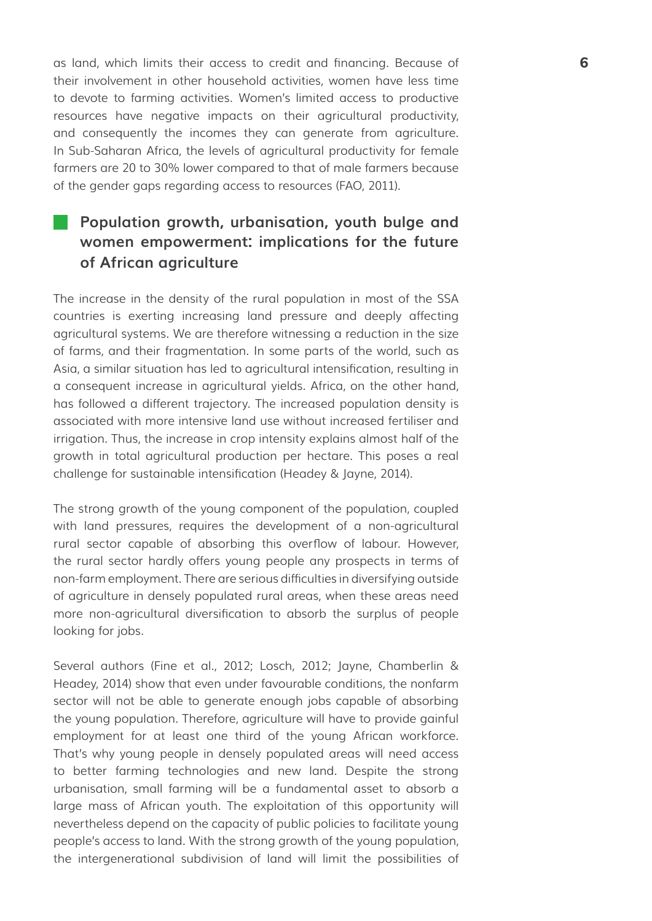as land, which limits their access to credit and financing. Because of their involvement in other household activities, women have less time to devote to farming activities. Women's limited access to productive resources have negative impacts on their agricultural productivity, and consequently the incomes they can generate from agriculture. In Sub-Saharan Africa, the levels of agricultural productivity for female farmers are 20 to 30% lower compared to that of male farmers because of the gender gaps regarding access to resources (FAO, 2011).

## Population growth, urbanisation, youth bulge and women empowerment: implications for the future of African agriculture

The increase in the density of the rural population in most of the SSA countries is exerting increasing land pressure and deeply affecting agricultural systems. We are therefore witnessing a reduction in the size of farms, and their fragmentation. In some parts of the world, such as Asia, a similar situation has led to agricultural intensification, resulting in a consequent increase in agricultural yields. Africa, on the other hand, has followed a different trajectory. The increased population density is associated with more intensive land use without increased fertiliser and irrigation. Thus, the increase in crop intensity explains almost half of the growth in total agricultural production per hectare. This poses a real challenge for sustainable intensification (Headey & Jayne, 2014).

The strong growth of the young component of the population, coupled with land pressures, requires the development of a non-agricultural rural sector capable of absorbing this overflow of labour. However, the rural sector hardly offers young people any prospects in terms of non-farm employment. There are serious difficulties in diversifying outside of agriculture in densely populated rural areas, when these areas need more non-agricultural diversification to absorb the surplus of people looking for jobs.

Several authors (Fine et al., 2012; Losch, 2012; Jayne, Chamberlin & Headey, 2014) show that even under favourable conditions, the nonfarm sector will not be able to generate enough jobs capable of absorbing the young population. Therefore, agriculture will have to provide gainful employment for at least one third of the young African workforce. That's why young people in densely populated areas will need access to better farming technologies and new land. Despite the strong urbanisation, small farming will be a fundamental asset to absorb a large mass of African youth. The exploitation of this opportunity will nevertheless depend on the capacity of public policies to facilitate young people's access to land. With the strong growth of the young population, the intergenerational subdivision of land will limit the possibilities of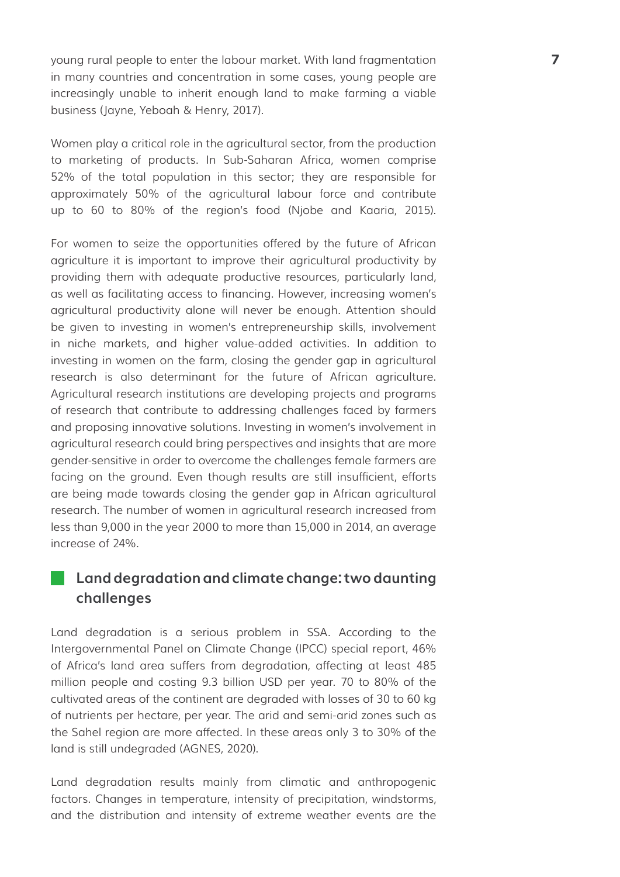young rural people to enter the labour market. With land fragmentation in many countries and concentration in some cases, young people are increasingly unable to inherit enough land to make farming a viable business (Jayne, Yeboah & Henry, 2017).

Women play a critical role in the agricultural sector, from the production to marketing of products. In Sub-Saharan Africa, women comprise 52% of the total population in this sector; they are responsible for approximately 50% of the agricultural labour force and contribute up to 60 to 80% of the region's food (Njobe and Kaaria, 2015).

For women to seize the opportunities offered by the future of African agriculture it is important to improve their agricultural productivity by providing them with adequate productive resources, particularly land, as well as facilitating access to financing. However, increasing women's agricultural productivity alone will never be enough. Attention should be given to investing in women's entrepreneurship skills, involvement in niche markets, and higher value-added activities. In addition to investing in women on the farm, closing the gender gap in agricultural research is also determinant for the future of African agriculture. Agricultural research institutions are developing projects and programs of research that contribute to addressing challenges faced by farmers and proposing innovative solutions. Investing in women's involvement in agricultural research could bring perspectives and insights that are more gender-sensitive in order to overcome the challenges female farmers are facing on the ground. Even though results are still insufficient, efforts are being made towards closing the gender gap in African agricultural research. The number of women in agricultural research increased from less than 9,000 in the year 2000 to more than 15,000 in 2014, an average increase of 24%.

## Land degradation and climate change: two daunting challenges

Land degradation is a serious problem in SSA. According to the Intergovernmental Panel on Climate Change (IPCC) special report, 46% of Africa's land area suffers from degradation, affecting at least 485 million people and costing 9.3 billion USD per year. 70 to 80% of the cultivated areas of the continent are degraded with losses of 30 to 60 kg of nutrients per hectare, per year. The arid and semi-arid zones such as the Sahel region are more affected. In these areas only 3 to 30% of the land is still undegraded (AGNES, 2020).

Land degradation results mainly from climatic and anthropogenic factors. Changes in temperature, intensity of precipitation, windstorms, and the distribution and intensity of extreme weather events are the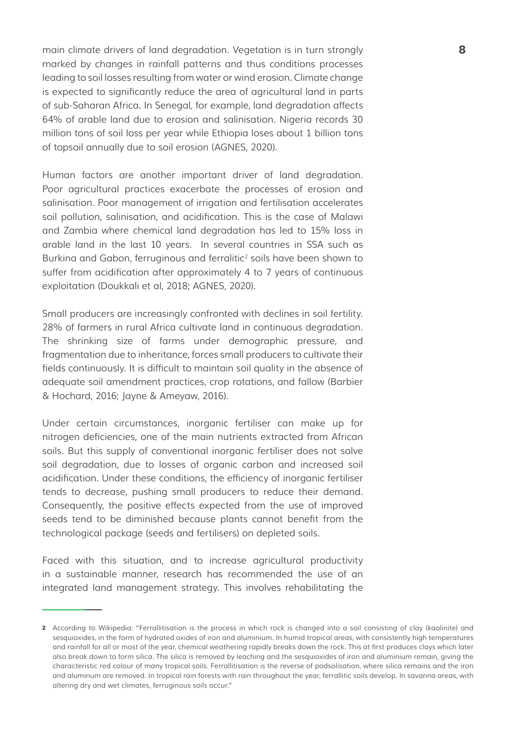main climate drivers of land degradation. Vegetation is in turn strongly marked by changes in rainfall patterns and thus conditions processes leading to soil losses resulting from water or wind erosion. Climate change is expected to significantly reduce the area of agricultural land in parts of sub-Saharan Africa. In Senegal, for example, land degradation affects 64% of arable land due to erosion and salinisation. Nigeria records 30 million tons of soil loss per year while Ethiopia loses about 1 billion tons of topsoil annually due to soil erosion (AGNES, 2020).

Human factors are another important driver of land degradation. Poor agricultural practices exacerbate the processes of erosion and salinisation. Poor management of irrigation and fertilisation accelerates soil pollution, salinisation, and acidification. This is the case of Malawi and Zambia where chemical land degradation has led to 15% loss in arable land in the last 10 years. In several countries in SSA such as Burkina and Gabon, ferruginous and ferralitic[2] soils have been shown to suffer from acidification after approximately 4 to 7 years of continuous exploitation (Doukkali et al, 2018; AGNES, 2020).

Small producers are increasingly confronted with declines in soil fertility. 28% of farmers in rural Africa cultivate land in continuous degradation. The shrinking size of farms under demographic pressure, and fragmentation due to inheritance, forces small producers to cultivate their fields continuously. It is difficult to maintain soil quality in the absence of adequate soil amendment practices, crop rotations, and fallow (Barbier & Hochard, 2016; Jayne & Ameyaw, 2016).

Under certain circumstances, inorganic fertiliser can make up for nitrogen deficiencies, one of the main nutrients extracted from African soils. But this supply of conventional inorganic fertiliser does not solve soil degradation, due to losses of organic carbon and increased soil acidification. Under these conditions, the efficiency of inorganic fertiliser tends to decrease, pushing small producers to reduce their demand. Consequently, the positive effects expected from the use of improved seeds tend to be diminished because plants cannot benefit from the technological package (seeds and fertilisers) on depleted soils.

Faced with this situation, and to increase agricultural productivity in a sustainable manner, research has recommended the use of an integrated land management strategy. This involves rehabilitating the

---

**2** According to Wikipedia: "Ferrallitisation is the process in which rock is changed into a soil consisting of clay (kaolinite) and sesquioxides, in the form of hydrated oxides of iron and aluminium. In humid tropical areas, with consistently high temperatures and rainfall for all or most of the year, chemical weathering rapidly breaks down the rock. This at first produces clays which later also break down to form silica. The silica is removed by leaching and the sesquioxides of iron and aluminium remain, giving the characteristic red colour of many tropical soils. Ferrallitisation is the reverse of podsolisation, where silica remains and the iron and aluminum are removed. In tropical rain forests with rain throughout the year, ferrallitic soils develop. In savanna areas, with altering dry and wet climates, ferruginous soils occur."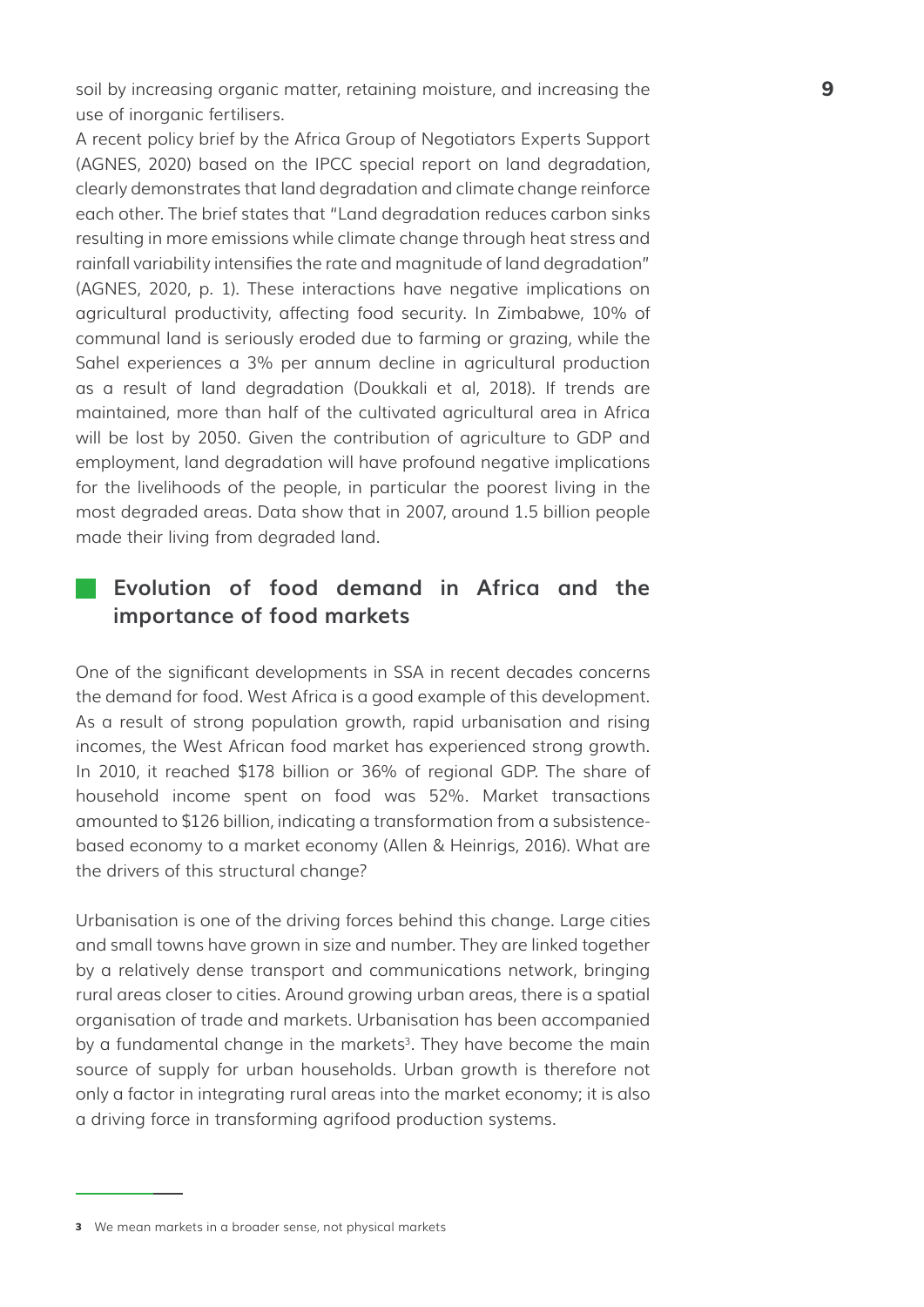soil by increasing organic matter, retaining moisture, and increasing the use of inorganic fertilisers.

A recent policy brief by the Africa Group of Negotiators Experts Support (AGNES, 2020) based on the IPCC special report on land degradation, clearly demonstrates that land degradation and climate change reinforce each other. The brief states that "Land degradation reduces carbon sinks resulting in more emissions while climate change through heat stress and rainfall variability intensifies the rate and magnitude of land degradation" (AGNES, 2020, p. 1). These interactions have negative implications on agricultural productivity, affecting food security. In Zimbabwe, 10% of communal land is seriously eroded due to farming or grazing, while the Sahel experiences a 3% per annum decline in agricultural production as a result of land degradation (Doukkali et al, 2018). If trends are maintained, more than half of the cultivated agricultural area in Africa will be lost by 2050. Given the contribution of agriculture to GDP and employment, land degradation will have profound negative implications for the livelihoods of the people, in particular the poorest living in the most degraded areas. Data show that in 2007, around 1.5 billion people made their living from degraded land.

## Evolution of food demand in Africa and the importance of food markets

One of the significant developments in SSA in recent decades concerns the demand for food. West Africa is a good example of this development. As a result of strong population growth, rapid urbanisation and rising incomes, the West African food market has experienced strong growth. In 2010, it reached $178 billion or 36% of regional GDP. The share of household income spent on food was 52%. Market transactions amounted to $126 billion, indicating a transformation from a subsistence-based economy to a market economy (Allen & Heinrigs, 2016). What are the drivers of this structural change?

Urbanisation is one of the driving forces behind this change. Large cities and small towns have grown in size and number. They are linked together by a relatively dense transport and communications network, bringing rural areas closer to cities. Around growing urban areas, there is a spatial organisation of trade and markets. Urbanisation has been accompanied by a fundamental change in the markets[3]. They have become the main source of supply for urban households. Urban growth is therefore not only a factor in integrating rural areas into the market economy; it is also a driving force in transforming agrifood production systems.

---

[3] We mean markets in a broader sense, not physical markets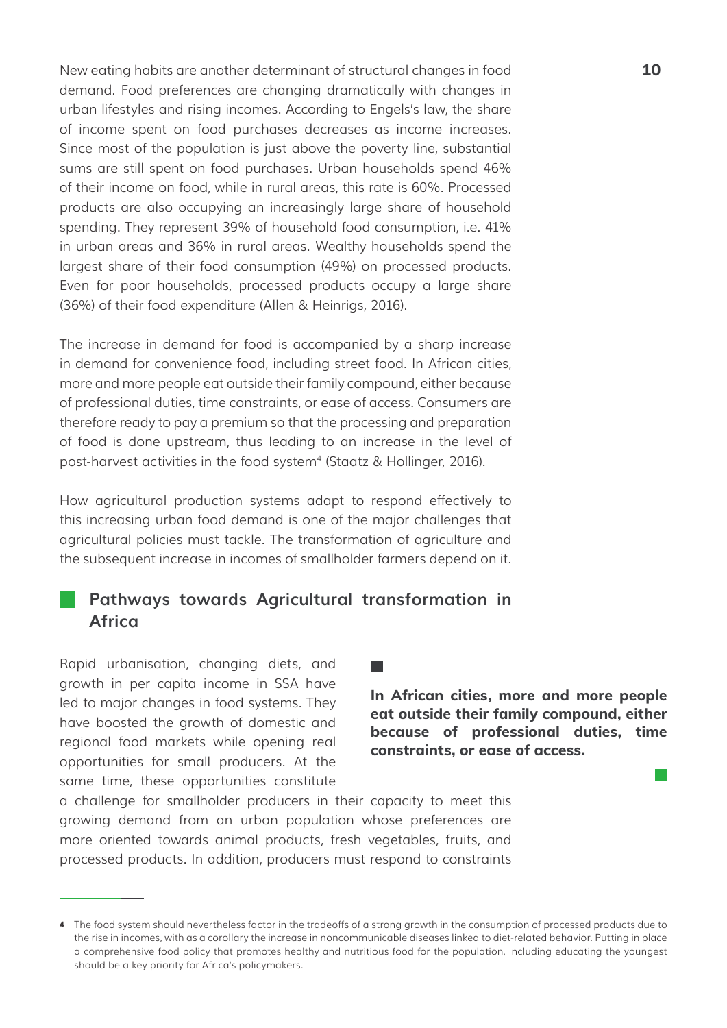New eating habits are another determinant of structural changes in food demand. Food preferences are changing dramatically with changes in urban lifestyles and rising incomes. According to Engels's law, the share of income spent on food purchases decreases as income increases. Since most of the population is just above the poverty line, substantial sums are still spent on food purchases. Urban households spend 46% of their income on food, while in rural areas, this rate is 60%. Processed products are also occupying an increasingly large share of household spending. They represent 39% of household food consumption, i.e. 41% in urban areas and 36% in rural areas. Wealthy households spend the largest share of their food consumption (49%) on processed products. Even for poor households, processed products occupy a large share (36%) of their food expenditure (Allen & Heinrigs, 2016).

The increase in demand for food is accompanied by a sharp increase in demand for convenience food, including street food. In African cities, more and more people eat outside their family compound, either because of professional duties, time constraints, or ease of access. Consumers are therefore ready to pay a premium so that the processing and preparation of food is done upstream, thus leading to an increase in the level of post-harvest activities in the food system[4] (Staatz & Hollinger, 2016).

How agricultural production systems adapt to respond effectively to this increasing urban food demand is one of the major challenges that agricultural policies must tackle. The transformation of agriculture and the subsequent increase in incomes of smallholder farmers depend on it.

## Pathways towards Agricultural transformation in Africa

Rapid urbanisation, changing diets, and growth in per capita income in SSA have led to major changes in food systems. They have boosted the growth of domestic and regional food markets while opening real opportunities for small producers. At the same time, these opportunities constitute a challenge for smallholder producers in their capacity to meet this growing demand from an urban population whose preferences are more oriented towards animal products, fresh vegetables, fruits, and processed products. In addition, producers must respond to constraints

**In African cities, more and more people eat outside their family compound, either because of professional duties, time constraints, or ease of access.**

---

[4] The food system should nevertheless factor in the tradeoffs of a strong growth in the consumption of processed products due to the rise in incomes, with as a corollary the increase in noncommunicable diseases linked to diet-related behavior. Putting in place a comprehensive food policy that promotes healthy and nutritious food for the population, including educating the youngest should be a key priority for Africa's policymakers.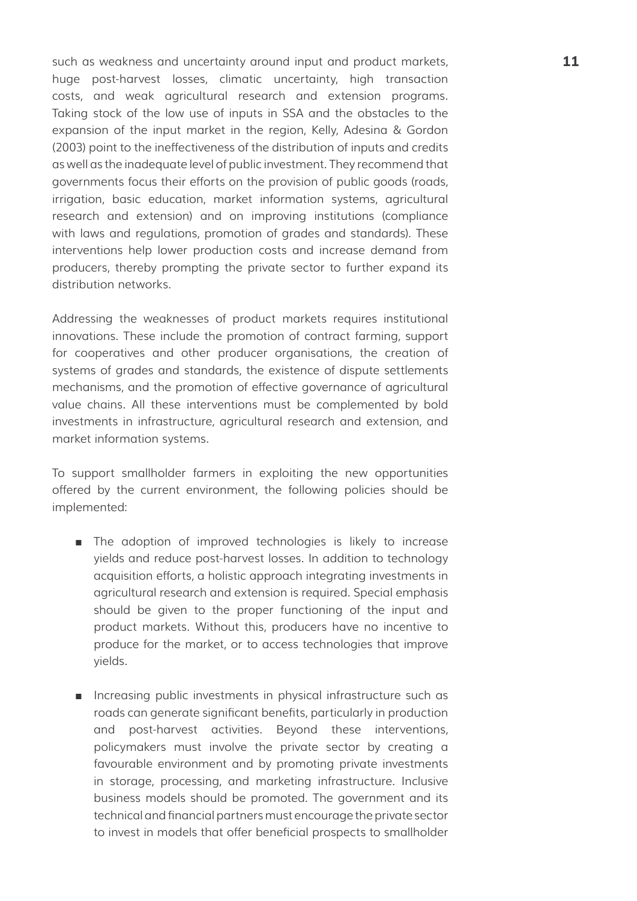such as weakness and uncertainty around input and product markets, huge post-harvest losses, climatic uncertainty, high transaction costs, and weak agricultural research and extension programs. Taking stock of the low use of inputs in SSA and the obstacles to the expansion of the input market in the region, Kelly, Adesina & Gordon (2003) point to the ineffectiveness of the distribution of inputs and credits as well as the inadequate level of public investment. They recommend that governments focus their efforts on the provision of public goods (roads, irrigation, basic education, market information systems, agricultural research and extension) and on improving institutions (compliance with laws and regulations, promotion of grades and standards). These interventions help lower production costs and increase demand from producers, thereby prompting the private sector to further expand its distribution networks.

Addressing the weaknesses of product markets requires institutional innovations. These include the promotion of contract farming, support for cooperatives and other producer organisations, the creation of systems of grades and standards, the existence of dispute settlements mechanisms, and the promotion of effective governance of agricultural value chains. All these interventions must be complemented by bold investments in infrastructure, agricultural research and extension, and market information systems.

To support smallholder farmers in exploiting the new opportunities offered by the current environment, the following policies should be implemented:

- The adoption of improved technologies is likely to increase yields and reduce post-harvest losses. In addition to technology acquisition efforts, a holistic approach integrating investments in agricultural research and extension is required. Special emphasis should be given to the proper functioning of the input and product markets. Without this, producers have no incentive to produce for the market, or to access technologies that improve yields.

- Increasing public investments in physical infrastructure such as roads can generate significant benefits, particularly in production and post-harvest activities. Beyond these interventions, policymakers must involve the private sector by creating a favourable environment and by promoting private investments in storage, processing, and marketing infrastructure. Inclusive business models should be promoted. The government and its technical and financial partners must encourage the private sector to invest in models that offer beneficial prospects to smallholder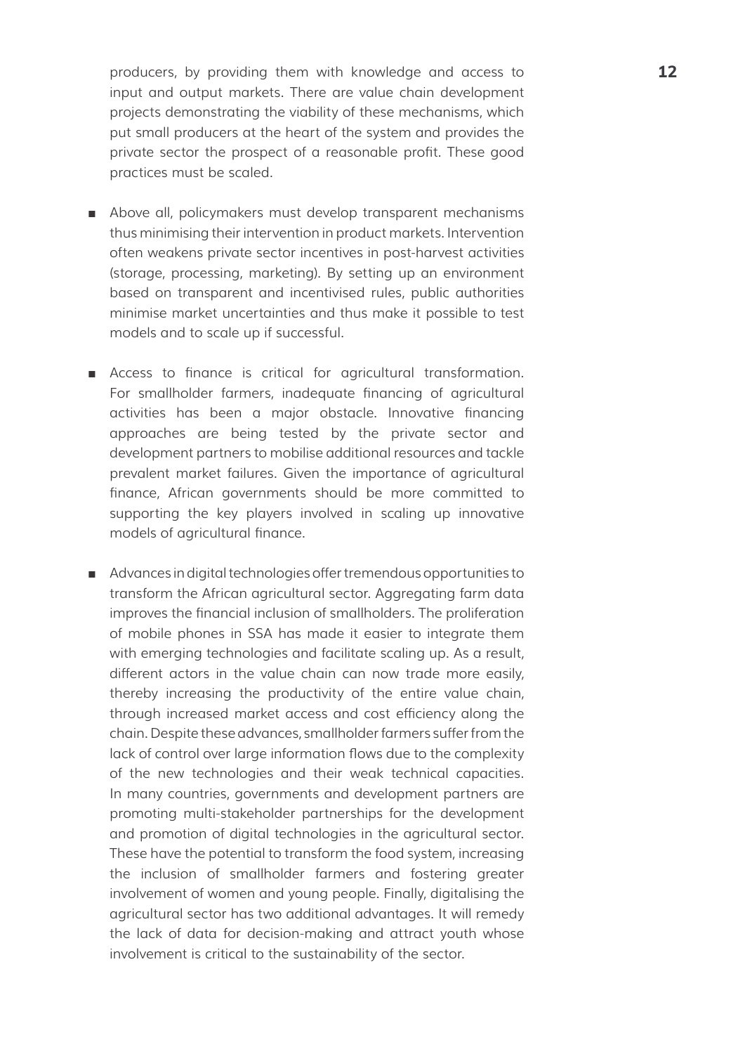producers, by providing them with knowledge and access to input and output markets. There are value chain development projects demonstrating the viability of these mechanisms, which put small producers at the heart of the system and provides the private sector the prospect of a reasonable profit. These good practices must be scaled.

- Above all, policymakers must develop transparent mechanisms thus minimising their intervention in product markets. Intervention often weakens private sector incentives in post-harvest activities (storage, processing, marketing). By setting up an environment based on transparent and incentivised rules, public authorities minimise market uncertainties and thus make it possible to test models and to scale up if successful.

- Access to finance is critical for agricultural transformation. For smallholder farmers, inadequate financing of agricultural activities has been a major obstacle. Innovative financing approaches are being tested by the private sector and development partners to mobilise additional resources and tackle prevalent market failures. Given the importance of agricultural finance, African governments should be more committed to supporting the key players involved in scaling up innovative models of agricultural finance.

- Advances in digital technologies offer tremendous opportunities to transform the African agricultural sector. Aggregating farm data improves the financial inclusion of smallholders. The proliferation of mobile phones in SSA has made it easier to integrate them with emerging technologies and facilitate scaling up. As a result, different actors in the value chain can now trade more easily, thereby increasing the productivity of the entire value chain, through increased market access and cost efficiency along the chain. Despite these advances, smallholder farmers suffer from the lack of control over large information flows due to the complexity of the new technologies and their weak technical capacities. In many countries, governments and development partners are promoting multi-stakeholder partnerships for the development and promotion of digital technologies in the agricultural sector. These have the potential to transform the food system, increasing the inclusion of smallholder farmers and fostering greater involvement of women and young people. Finally, digitalising the agricultural sector has two additional advantages. It will remedy the lack of data for decision-making and attract youth whose involvement is critical to the sustainability of the sector.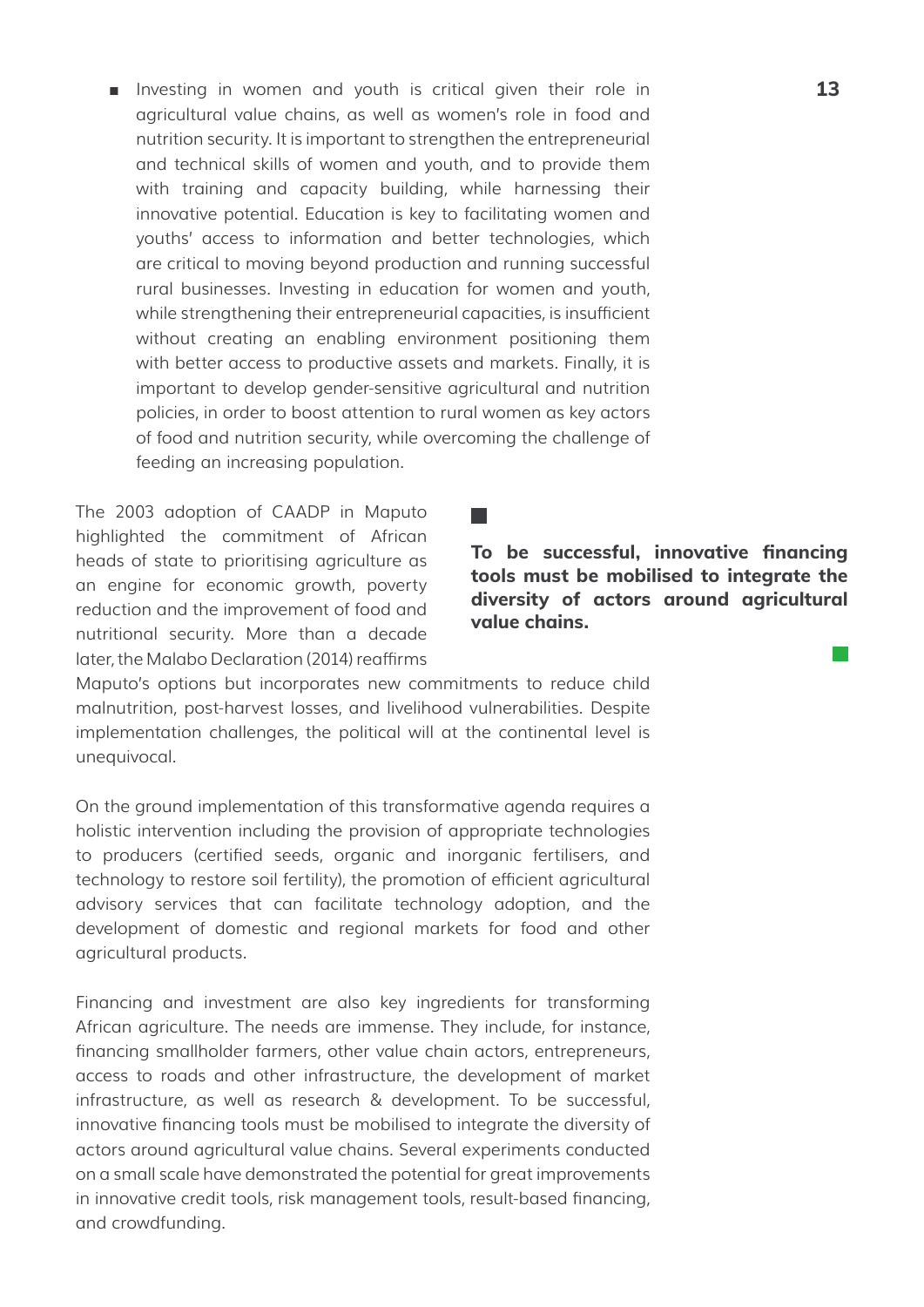- Investing in women and youth is critical given their role in agricultural value chains, as well as women's role in food and nutrition security. It is important to strengthen the entrepreneurial and technical skills of women and youth, and to provide them with training and capacity building, while harnessing their innovative potential. Education is key to facilitating women and youths' access to information and better technologies, which are critical to moving beyond production and running successful rural businesses. Investing in education for women and youth, while strengthening their entrepreneurial capacities, is insufficient without creating an enabling environment positioning them with better access to productive assets and markets. Finally, it is important to develop gender-sensitive agricultural and nutrition policies, in order to boost attention to rural women as key actors of food and nutrition security, while overcoming the challenge of feeding an increasing population.

The 2003 adoption of CAADP in Maputo highlighted the commitment of African heads of state to prioritising agriculture as an engine for economic growth, poverty reduction and the improvement of food and nutritional security. More than a decade later, the Malabo Declaration (2014) reaffirms Maputo's options but incorporates new commitments to reduce child malnutrition, post-harvest losses, and livelihood vulnerabilities. Despite implementation challenges, the political will at the continental level is unequivocal.

**To be successful, innovative financing tools must be mobilised to integrate the diversity of actors around agricultural value chains.**

On the ground implementation of this transformative agenda requires a holistic intervention including the provision of appropriate technologies to producers (certified seeds, organic and inorganic fertilisers, and technology to restore soil fertility), the promotion of efficient agricultural advisory services that can facilitate technology adoption, and the development of domestic and regional markets for food and other agricultural products.

Financing and investment are also key ingredients for transforming African agriculture. The needs are immense. They include, for instance, financing smallholder farmers, other value chain actors, entrepreneurs, access to roads and other infrastructure, the development of market infrastructure, as well as research & development. To be successful, innovative financing tools must be mobilised to integrate the diversity of actors around agricultural value chains. Several experiments conducted on a small scale have demonstrated the potential for great improvements in innovative credit tools, risk management tools, result-based financing, and crowdfunding.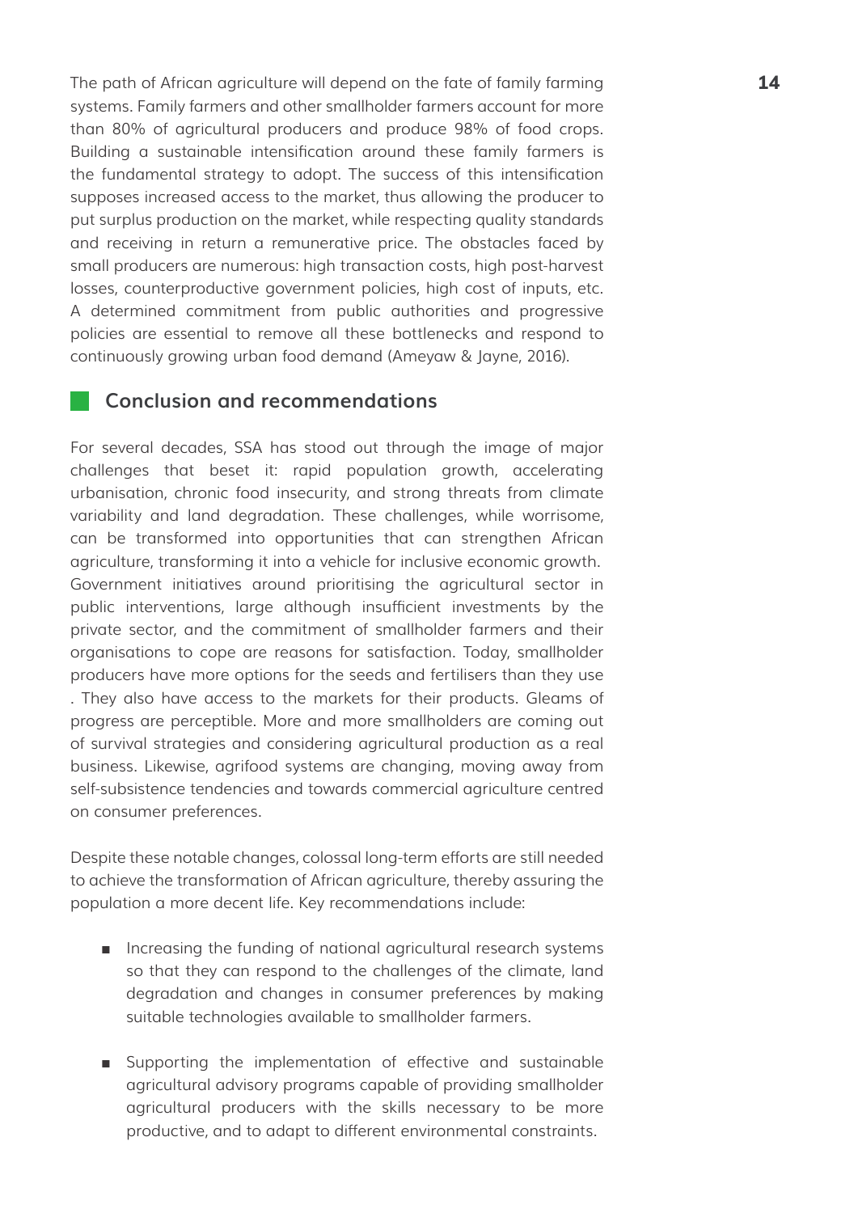The path of African agriculture will depend on the fate of family farming systems. Family farmers and other smallholder farmers account for more than 80% of agricultural producers and produce 98% of food crops. Building a sustainable intensification around these family farmers is the fundamental strategy to adopt. The success of this intensification supposes increased access to the market, thus allowing the producer to put surplus production on the market, while respecting quality standards and receiving in return a remunerative price. The obstacles faced by small producers are numerous: high transaction costs, high post-harvest losses, counterproductive government policies, high cost of inputs, etc. A determined commitment from public authorities and progressive policies are essential to remove all these bottlenecks and respond to continuously growing urban food demand (Ameyaw & Jayne, 2016).

## Conclusion and recommendations

For several decades, SSA has stood out through the image of major challenges that beset it: rapid population growth, accelerating urbanisation, chronic food insecurity, and strong threats from climate variability and land degradation. These challenges, while worrisome, can be transformed into opportunities that can strengthen African agriculture, transforming it into a vehicle for inclusive economic growth. Government initiatives around prioritising the agricultural sector in public interventions, large although insufficient investments by the private sector, and the commitment of smallholder farmers and their organisations to cope are reasons for satisfaction. Today, smallholder producers have more options for the seeds and fertilisers than they use . They also have access to the markets for their products. Gleams of progress are perceptible. More and more smallholders are coming out of survival strategies and considering agricultural production as a real business. Likewise, agrifood systems are changing, moving away from self-subsistence tendencies and towards commercial agriculture centred on consumer preferences.

Despite these notable changes, colossal long-term efforts are still needed to achieve the transformation of African agriculture, thereby assuring the population a more decent life. Key recommendations include:

- Increasing the funding of national agricultural research systems so that they can respond to the challenges of the climate, land degradation and changes in consumer preferences by making suitable technologies available to smallholder farmers.
- Supporting the implementation of effective and sustainable agricultural advisory programs capable of providing smallholder agricultural producers with the skills necessary to be more productive, and to adapt to different environmental constraints.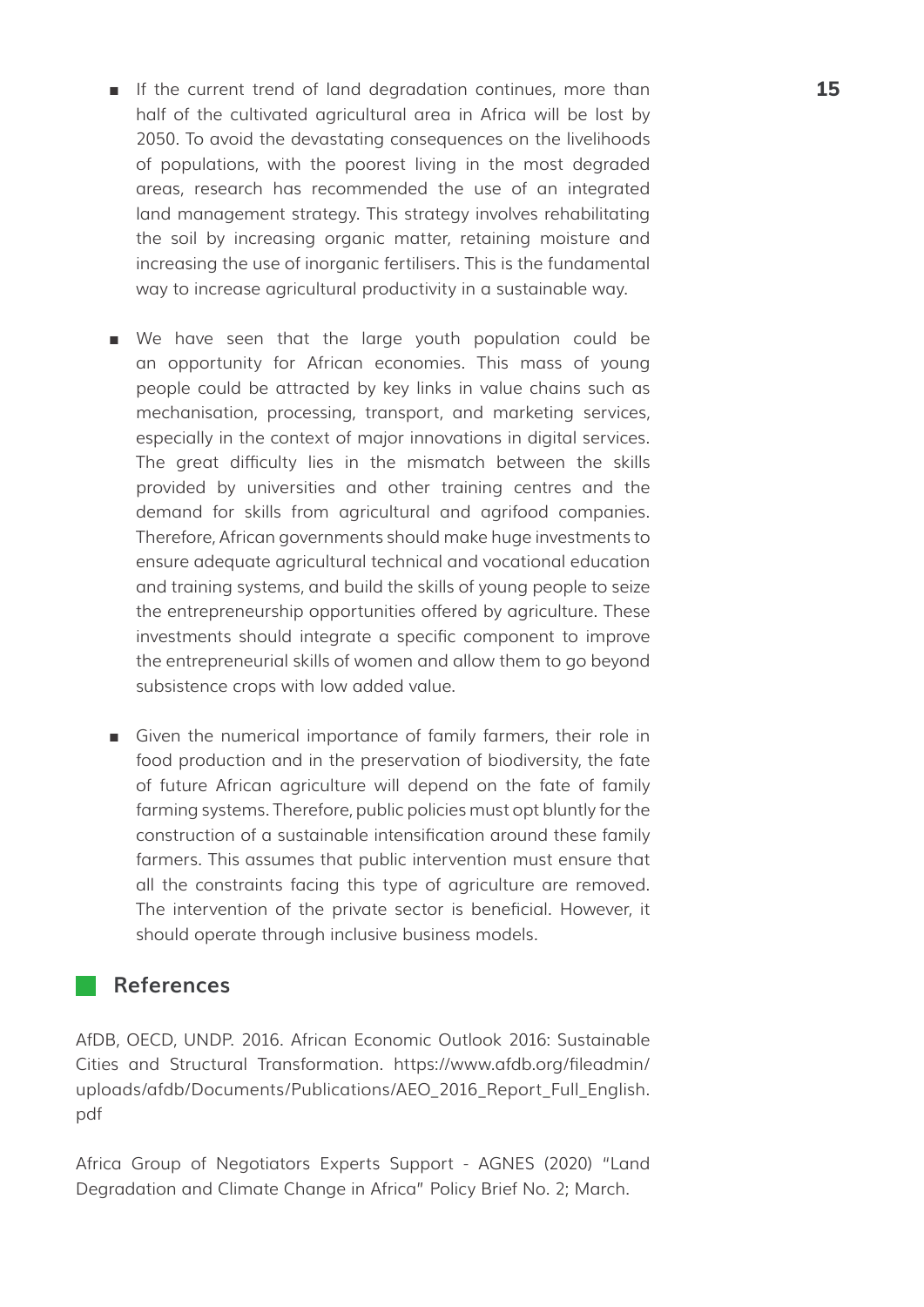- If the current trend of land degradation continues, more than half of the cultivated agricultural area in Africa will be lost by 2050. To avoid the devastating consequences on the livelihoods of populations, with the poorest living in the most degraded areas, research has recommended the use of an integrated land management strategy. This strategy involves rehabilitating the soil by increasing organic matter, retaining moisture and increasing the use of inorganic fertilisers. This is the fundamental way to increase agricultural productivity in a sustainable way.

- We have seen that the large youth population could be an opportunity for African economies. This mass of young people could be attracted by key links in value chains such as mechanisation, processing, transport, and marketing services, especially in the context of major innovations in digital services. The great difficulty lies in the mismatch between the skills provided by universities and other training centres and the demand for skills from agricultural and agrifood companies. Therefore, African governments should make huge investments to ensure adequate agricultural technical and vocational education and training systems, and build the skills of young people to seize the entrepreneurship opportunities offered by agriculture. These investments should integrate a specific component to improve the entrepreneurial skills of women and allow them to go beyond subsistence crops with low added value.

- Given the numerical importance of family farmers, their role in food production and in the preservation of biodiversity, the fate of future African agriculture will depend on the fate of family farming systems. Therefore, public policies must opt bluntly for the construction of a sustainable intensification around these family farmers. This assumes that public intervention must ensure that all the constraints facing this type of agriculture are removed. The intervention of the private sector is beneficial. However, it should operate through inclusive business models.

## References

AfDB, OECD, UNDP. 2016. African Economic Outlook 2016: Sustainable Cities and Structural Transformation. https://www.afdb.org/fileadmin/uploads/afdb/Documents/Publications/AEO_2016_Report_Full_English.pdf

Africa Group of Negotiators Experts Support - AGNES (2020) "Land Degradation and Climate Change in Africa" Policy Brief No. 2; March.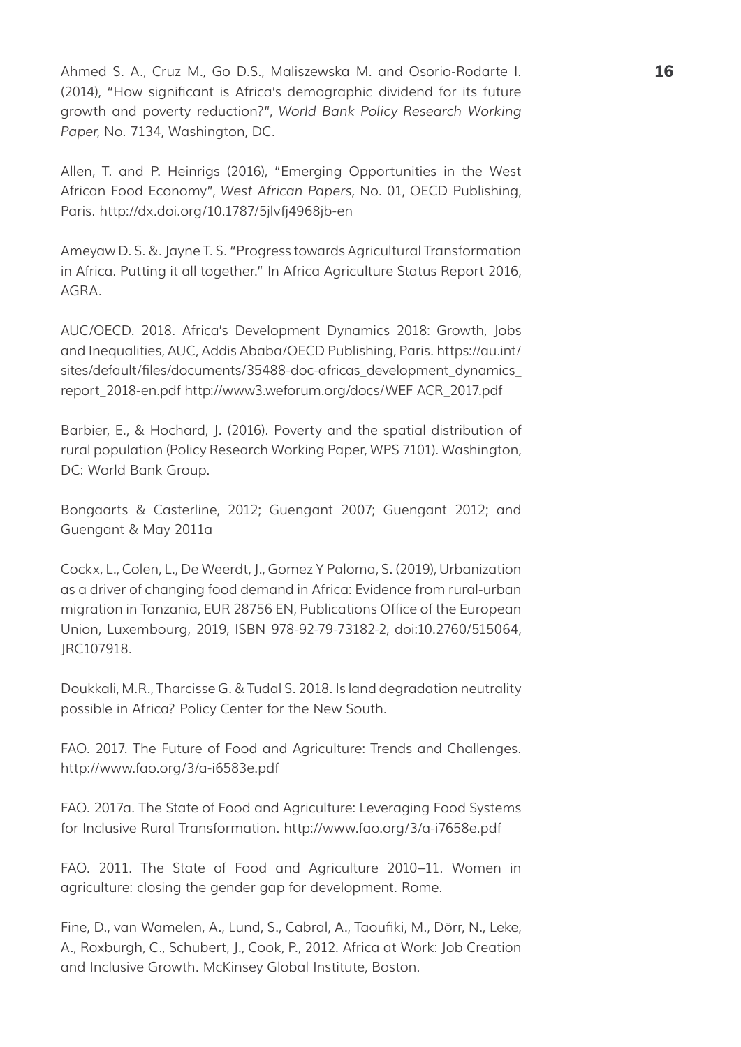Ahmed S. A., Cruz M., Go D.S., Maliszewska M. and Osorio-Rodarte I. (2014), "How significant is Africa's demographic dividend for its future growth and poverty reduction?", *World Bank Policy Research Working Paper*, No. 7134, Washington, DC.

Allen, T. and P. Heinrigs (2016), "Emerging Opportunities in the West African Food Economy", *West African Papers*, No. 01, OECD Publishing, Paris. http://dx.doi.org/10.1787/5jlvfj4968jb-en

Ameyaw D. S. &. Jayne T. S. "Progress towards Agricultural Transformation in Africa. Putting it all together." In Africa Agriculture Status Report 2016, AGRA.

AUC/OECD. 2018. Africa's Development Dynamics 2018: Growth, Jobs and Inequalities, AUC, Addis Ababa/OECD Publishing, Paris. https://au.int/sites/default/files/documents/35488-doc-africas_development_dynamics_report_2018-en.pdf http://www3.weforum.org/docs/WEF ACR_2017.pdf

Barbier, E., & Hochard, J. (2016). Poverty and the spatial distribution of rural population (Policy Research Working Paper, WPS 7101). Washington, DC: World Bank Group.

Bongaarts & Casterline, 2012; Guengant 2007; Guengant 2012; and Guengant & May 2011a

Cockx, L., Colen, L., De Weerdt, J., Gomez Y Paloma, S. (2019), Urbanization as a driver of changing food demand in Africa: Evidence from rural-urban migration in Tanzania, EUR 28756 EN, Publications Office of the European Union, Luxembourg, 2019, ISBN 978-92-79-73182-2, doi:10.2760/515064, JRC107918.

Doukkali, M.R., Tharcisse G. & Tudal S. 2018. Is land degradation neutrality possible in Africa? Policy Center for the New South.

FAO. 2017. The Future of Food and Agriculture: Trends and Challenges. http://www.fao.org/3/a-i6583e.pdf

FAO. 2017a. The State of Food and Agriculture: Leveraging Food Systems for Inclusive Rural Transformation. http://www.fao.org/3/a-i7658e.pdf

FAO. 2011. The State of Food and Agriculture 2010–11. Women in agriculture: closing the gender gap for development. Rome.

Fine, D., van Wamelen, A., Lund, S., Cabral, A., Taoufiki, M., Dörr, N., Leke, A., Roxburgh, C., Schubert, J., Cook, P., 2012. Africa at Work: Job Creation and Inclusive Growth. McKinsey Global Institute, Boston.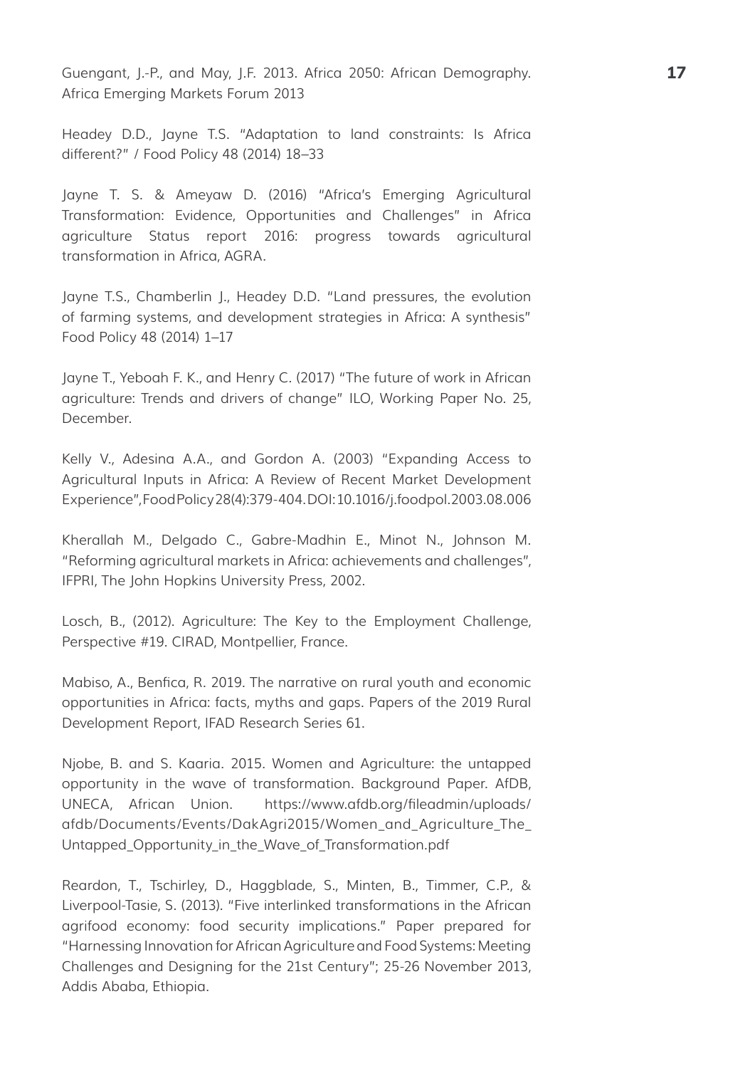Guengant, J.-P., and May, J.F. 2013. Africa 2050: African Demography. Africa Emerging Markets Forum 2013

Headey D.D., Jayne T.S. "Adaptation to land constraints: Is Africa different?" / Food Policy 48 (2014) 18–33

Jayne T. S. & Ameyaw D. (2016) "Africa's Emerging Agricultural Transformation: Evidence, Opportunities and Challenges" in Africa agriculture Status report 2016: progress towards agricultural transformation in Africa, AGRA.

Jayne T.S., Chamberlin J., Headey D.D. "Land pressures, the evolution of farming systems, and development strategies in Africa: A synthesis" Food Policy 48 (2014) 1–17

Jayne T., Yeboah F. K., and Henry C. (2017) "The future of work in African agriculture: Trends and drivers of change" ILO, Working Paper No. 25, December.

Kelly V., Adesina A.A., and Gordon A. (2003) "Expanding Access to Agricultural Inputs in Africa: A Review of Recent Market Development Experience", Food Policy 28(4):379-404. DOI: 10.1016/j.foodpol.2003.08.006

Kherallah M., Delgado C., Gabre-Madhin E., Minot N., Johnson M. "Reforming agricultural markets in Africa: achievements and challenges", IFPRI, The John Hopkins University Press, 2002.

Losch, B., (2012). Agriculture: The Key to the Employment Challenge, Perspective #19. CIRAD, Montpellier, France.

Mabiso, A., Benfica, R. 2019. The narrative on rural youth and economic opportunities in Africa: facts, myths and gaps. Papers of the 2019 Rural Development Report, IFAD Research Series 61.

Njobe, B. and S. Kaaria. 2015. Women and Agriculture: the untapped opportunity in the wave of transformation. Background Paper. AfDB, UNECA, African Union. https://www.afdb.org/fileadmin/uploads/afdb/Documents/Events/DakAgri2015/Women_and_Agriculture_The_Untapped_Opportunity_in_the_Wave_of_Transformation.pdf

Reardon, T., Tschirley, D., Haggblade, S., Minten, B., Timmer, C.P., & Liverpool-Tasie, S. (2013). "Five interlinked transformations in the African agrifood economy: food security implications." Paper prepared for "Harnessing Innovation for African Agriculture and Food Systems: Meeting Challenges and Designing for the 21st Century"; 25-26 November 2013, Addis Ababa, Ethiopia.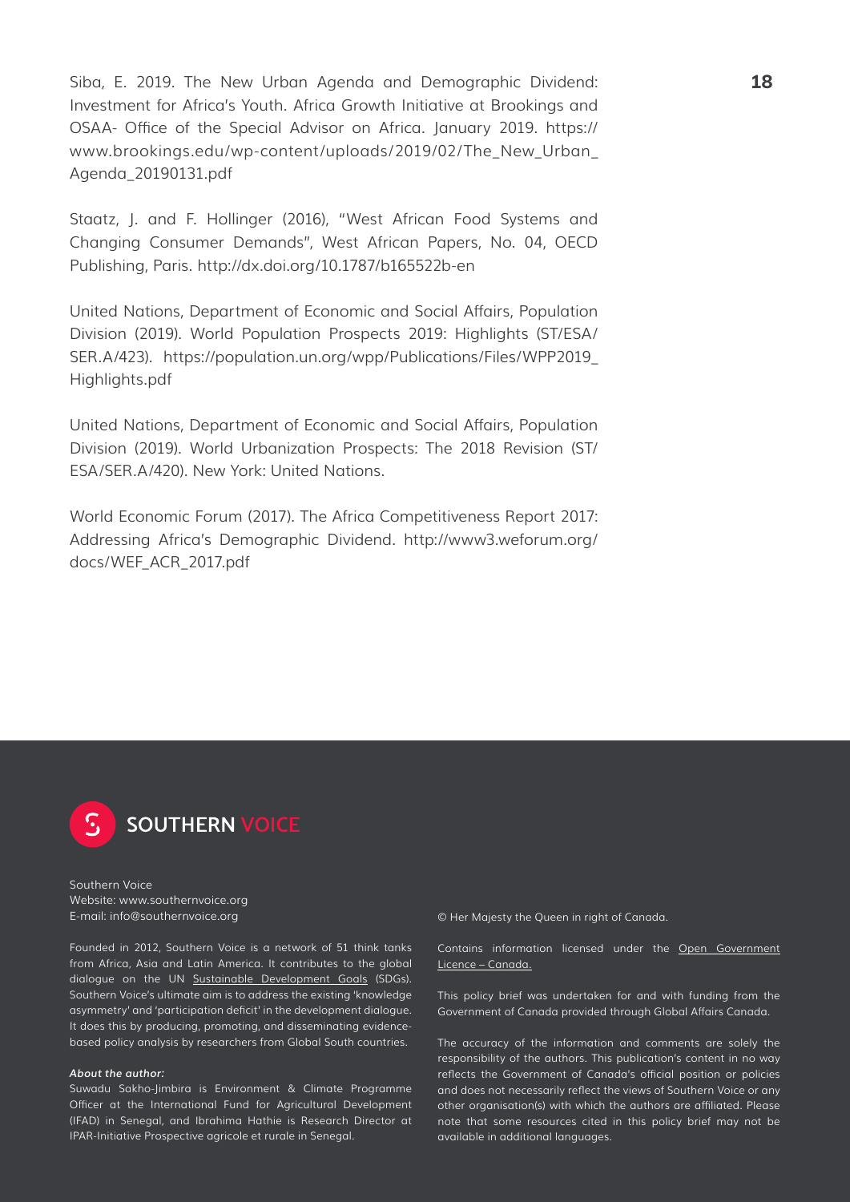Siba, E. 2019. The New Urban Agenda and Demographic Dividend: Investment for Africa's Youth. Africa Growth Initiative at Brookings and OSAA- Office of the Special Advisor on Africa. January 2019. https://www.brookings.edu/wp-content/uploads/2019/02/The_New_Urban_Agenda_20190131.pdf

Staatz, J. and F. Hollinger (2016), "West African Food Systems and Changing Consumer Demands", West African Papers, No. 04, OECD Publishing, Paris. http://dx.doi.org/10.1787/b165522b-en

United Nations, Department of Economic and Social Affairs, Population Division (2019). World Population Prospects 2019: Highlights (ST/ESA/SER.A/423). https://population.un.org/wpp/Publications/Files/WPP2019_Highlights.pdf

United Nations, Department of Economic and Social Affairs, Population Division (2019). World Urbanization Prospects: The 2018 Revision (ST/ESA/SER.A/420). New York: United Nations.

World Economic Forum (2017). The Africa Competitiveness Report 2017: Addressing Africa's Demographic Dividend. http://www3.weforum.org/docs/WEF_ACR_2017.pdf

**SOUTHERN VOICE**

Southern Voice
Website: www.southernvoice.org
E-mail: info@southernvoice.org

Founded in 2012, Southern Voice is a network of 51 think tanks from Africa, Asia and Latin America. It contributes to the global dialogue on the UN Sustainable Development Goals (SDGs). Southern Voice's ultimate aim is to address the existing 'knowledge asymmetry' and 'participation deficit' in the development dialogue. It does this by producing, promoting, and disseminating evidence-based policy analysis by researchers from Global South countries.

***About the author:***
Suwadu Sakho-Jimbira is Environment & Climate Programme Officer at the International Fund for Agricultural Development (IFAD) in Senegal, and Ibrahima Hathie is Research Director at IPAR-Initiative Prospective agricole et rurale in Senegal.

© Her Majesty the Queen in right of Canada.

Contains information licensed under the Open Government Licence – Canada.

This policy brief was undertaken for and with funding from the Government of Canada provided through Global Affairs Canada.

The accuracy of the information and comments are solely the responsibility of the authors. This publication's content in no way reflects the Government of Canada's official position or policies and does not necessarily reflect the views of Southern Voice or any other organisation(s) with which the authors are affiliated. Please note that some resources cited in this policy brief may not be available in additional languages.